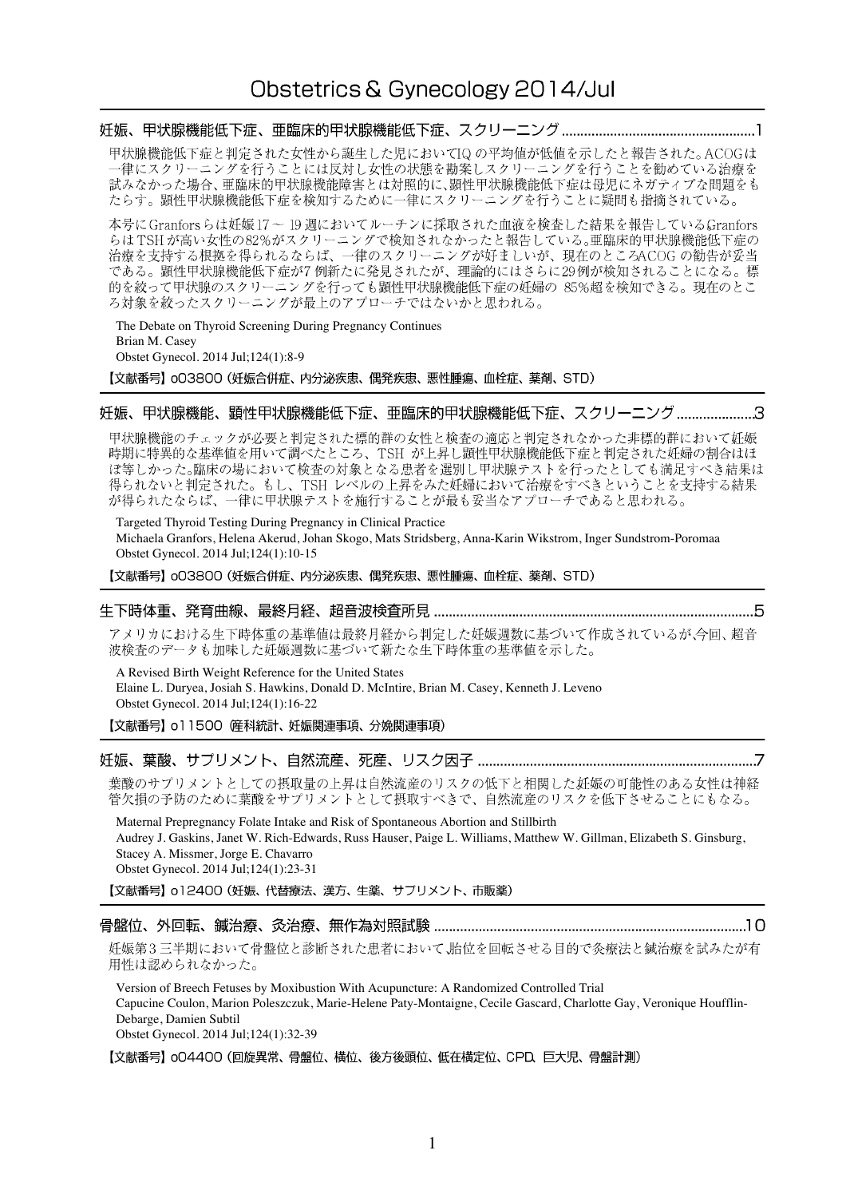# Obstetrics & Gynecology 2014/Jul

## 妊娠、甲状腺機能低下症、亜臨床的甲状腺機能低下症、スクリーニング ..................................................1

甲状腺機能低下症と判定された女性から誕生した児においてIQ の平均値が低値を示したと報告された。ACOGは一律にスクリーニングを行うことには反対し女性の状態を勘案しスクリーニングを行うことを勧めている治療を試みなかった場合、亜臨床的甲状腺機能障害とは対照的に、顕性甲状腺機能低下症は母児にネガティブな問題をもたらす。顕性甲状腺機能低下症を検知するために一律にスクリーニングを行うことに疑問も指摘されている。

本号にGranfors らは妊娠17 ～ 19 週においてルーチンに採取された血液を検査した結果を報告している。Granfors らはTSH が高い女性の82%がスクリーニングで検知されなかったと報告している。亜臨床的甲状腺機能低下症の治療を支持する根拠を得られるならば、一律のスクリーニングが好ましいが、現在のところACOG の勧告が妥当である。顕性甲状腺機能低下症が7 例新たに発見されたが、理論的にはさらに29例が検知されることになる。標的を絞って甲状腺のスクリーニングを行っても顕性甲状腺機能低下症の妊婦の 85%超を検知できる。現在のところ対象を絞ったスクリーニングが最上のアプローチではないかと思われる。

The Debate on Thyroid Screening During Pregnancy Continues
Brian M. Casey
Obstet Gynecol. 2014 Jul;124(1):8-9

【文献番号】o03800（妊娠合併症、内分泌疾患、偶発疾患、悪性腫瘍、血栓症、薬剤、STD）

## 妊娠、甲状腺機能、顕性甲状腺機能低下症、亜臨床的甲状腺機能低下症、スクリーニング ....................3

甲状腺機能のチェックが必要と判定された標的群の女性と検査の適応と判定されなかった非標的群において妊娠時期に特異的な基準値を用いて調べたところ、TSH が上昇し顕性甲状腺機能低下症と判定された妊婦の割合はほぼ等しかった。臨床の場において検査の対象となる患者を選別し甲状腺テストを行ったとしても満足すべき結果は得られないと判定された。もし、TSH レベルの上昇をみた妊婦において治療をすべきということを支持する結果が得られたならば、一律に甲状腺テストを施行することが最も妥当なアプローチであると思われる。

Targeted Thyroid Testing During Pregnancy in Clinical Practice
Michaela Granfors, Helena Akerud, Johan Skogo, Mats Stridsberg, Anna-Karin Wikstrom, Inger Sundstrom-Poromaa
Obstet Gynecol. 2014 Jul;124(1):10-15

【文献番号】o03800（妊娠合併症、内分泌疾患、偶発疾患、悪性腫瘍、血栓症、薬剤、STD）

## 生下時体重、発育曲線、最終月経、超音波検査所見 .....................................................................................5

アメリカにおける生下時体重の基準値は最終月経から判定した妊娠週数に基づいて作成されているが,今回、超音波検査のデータも加味した妊娠週数に基づいて新たな生下時体重の基準値を示した。

A Revised Birth Weight Reference for the United States
Elaine L. Duryea, Josiah S. Hawkins, Donald D. McIntire, Brian M. Casey, Kenneth J. Leveno
Obstet Gynecol. 2014 Jul;124(1):16-22

【文献番号】o11500（産科統計、妊娠関連事項、分娩関連事項）

## 妊娠、葉酸、サプリメント、自然流産、死産、リスク因子 ..........................................................................7

葉酸のサプリメントとしての摂取量の上昇は自然流産のリスクの低下と相関した妊娠の可能性のある女性は神経管欠損の予防のために葉酸をサプリメントとして摂取すべきで、自然流産のリスクを低下させることにもなる。

Maternal Prepregnancy Folate Intake and Risk of Spontaneous Abortion and Stillbirth
Audrey J. Gaskins, Janet W. Rich-Edwards, Russ Hauser, Paige L. Williams, Matthew W. Gillman, Elizabeth S. Ginsburg, Stacey A. Missmer, Jorge E. Chavarro
Obstet Gynecol. 2014 Jul;124(1):23-31

【文献番号】o12400（妊娠、代替療法、漢方、生薬、サプリメント、市販薬）

## 骨盤位、外回転、鍼治療、灸治療、無作為対照試験 ..................................................................................10

妊娠第3三半期において骨盤位と診断された患者において,胎位を回転させる目的で灸療法と鍼治療を試みたが有用性は認められなかった。

Version of Breech Fetuses by Moxibustion With Acupuncture: A Randomized Controlled Trial
Capucine Coulon, Marion Poleszczuk, Marie-Helene Paty-Montaigne, Cecile Gascard, Charlotte Gay, Veronique Houfflin-Debarge, Damien Subtil
Obstet Gynecol. 2014 Jul;124(1):32-39

【文献番号】o04400（回旋異常、骨盤位、横位、後方後頭位、低在横定位、CPD、巨大児、骨盤計測）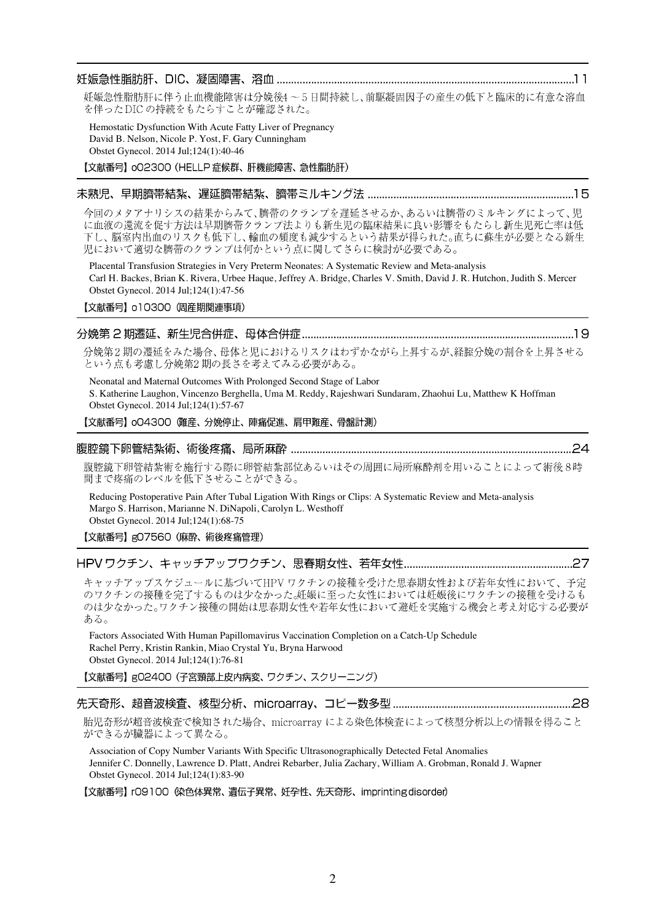## 妊娠急性脂肪肝、DIC、凝固障害、溶血 ......................................................................................................11

妊娠急性脂肪肝に伴う止血機能障害は分娩後4～5日間持続し、前駆凝固因子の産生の低下と臨床的に有意な溶血を伴ったDICの持続をもたらすことが確認された。

Hemostatic Dysfunction With Acute Fatty Liver of Pregnancy
David B. Nelson, Nicole P. Yost, F. Gary Cunningham
Obstet Gynecol. 2014 Jul;124(1):40-46

【文献番号】o02300（HELLP症候群、肝機能障害、急性脂肪肝）

## 未熟児、早期臍帯結紮、遅延臍帯結紮、臍帯ミルキング法 ......................................................................15

今回のメタアナリシスの結果からみて、臍帯のクランプを遅延させるか、あるいは臍帯のミルキングによって、児に血液の還流を促す方法は早期臍帯クランプ法よりも新生児の臨床結果に良い影響をもたらし新生児死亡率は低下し、脳室内出血のリスクも低下し、輸血の頻度も減少するという結果が得られた。直ちに蘇生が必要となる新生児において適切な臍帯のクランプは何かという点に関してさらに検討が必要である。

Placental Transfusion Strategies in Very Preterm Neonates: A Systematic Review and Meta-analysis
Carl H. Backes, Brian K. Rivera, Urbee Haque, Jeffrey A. Bridge, Charles V. Smith, David J. R. Hutchon, Judith S. Mercer
Obstet Gynecol. 2014 Jul;124(1):47-56

【文献番号】o10300（周産期関連事項）

## 分娩第２期遷延、新生児合併症、母体合併症 ............................................................................................19

分娩第２期の遷延をみた場合、母体と児におけるリスクはわずかながら上昇するが､経腟分娩の割合を上昇させるという点も考慮し分娩第2期の長さを考えてみる必要がある。

Neonatal and Maternal Outcomes With Prolonged Second Stage of Labor
S. Katherine Laughon, Vincenzo Berghella, Uma M. Reddy, Rajeshwari Sundaram, Zhaohui Lu, Matthew K Hoffman
Obstet Gynecol. 2014 Jul;124(1):57-67

【文献番号】o04300（難産、分娩停止、陣痛促進、肩甲難産、骨盤計測）

## 腹腔鏡下卵管結紮術、術後疼痛、局所麻酔 ................................................................................................24

腹腔鏡下卵管結紮術を施行する際に卵管結紮部位あるいはその周囲に局所麻酔剤を用いることによって術後８時間まで疼痛のレベルを低下させることができる。

Reducing Postoperative Pain After Tubal Ligation With Rings or Clips: A Systematic Review and Meta-analysis
Margo S. Harrison, Marianne N. DiNapoli, Carolyn L. Westhoff
Obstet Gynecol. 2014 Jul;124(1):68-75

【文献番号】g07560（麻酔、術後疼痛管理）

## HPVワクチン、キャッチアップワクチン、思春期女性、若年女性..........................................................27

キャッチアップスケジュールに基づいてHPVワクチンの接種を受けた思春期女性および若年女性において、予定のワクチンの接種を完了するものは少なかった｡妊娠に至った女性においては妊娠後にワクチンの接種を受けるものは少なかった｡ワクチン接種の開始は思春期女性や若年女性において避妊を実施する機会と考え対応する必要がある。

Factors Associated With Human Papillomavirus Vaccination Completion on a Catch-Up Schedule
Rachel Perry, Kristin Rankin, Miao Crystal Yu, Bryna Harwood
Obstet Gynecol. 2014 Jul;124(1):76-81

【文献番号】g02400（子宮頸部上皮内病変、ワクチン、スクリーニング）

## 先天奇形、超音波検査、核型分析、microarray、コピー数多型 .............................................................28

胎児奇形が超音波検査で検知された場合、microarrayによる染色体検査によって核型分析以上の情報を得ることができるが臓器によって異なる。

Association of Copy Number Variants With Specific Ultrasonographically Detected Fetal Anomalies
Jennifer C. Donnelly, Lawrence D. Platt, Andrei Rebarber, Julia Zachary, William A. Grobman, Ronald J. Wapner
Obstet Gynecol. 2014 Jul;124(1):83-90

【文献番号】r09100（染色体異常、遺伝子異常、妊孕性、先天奇形、imprinting disorder）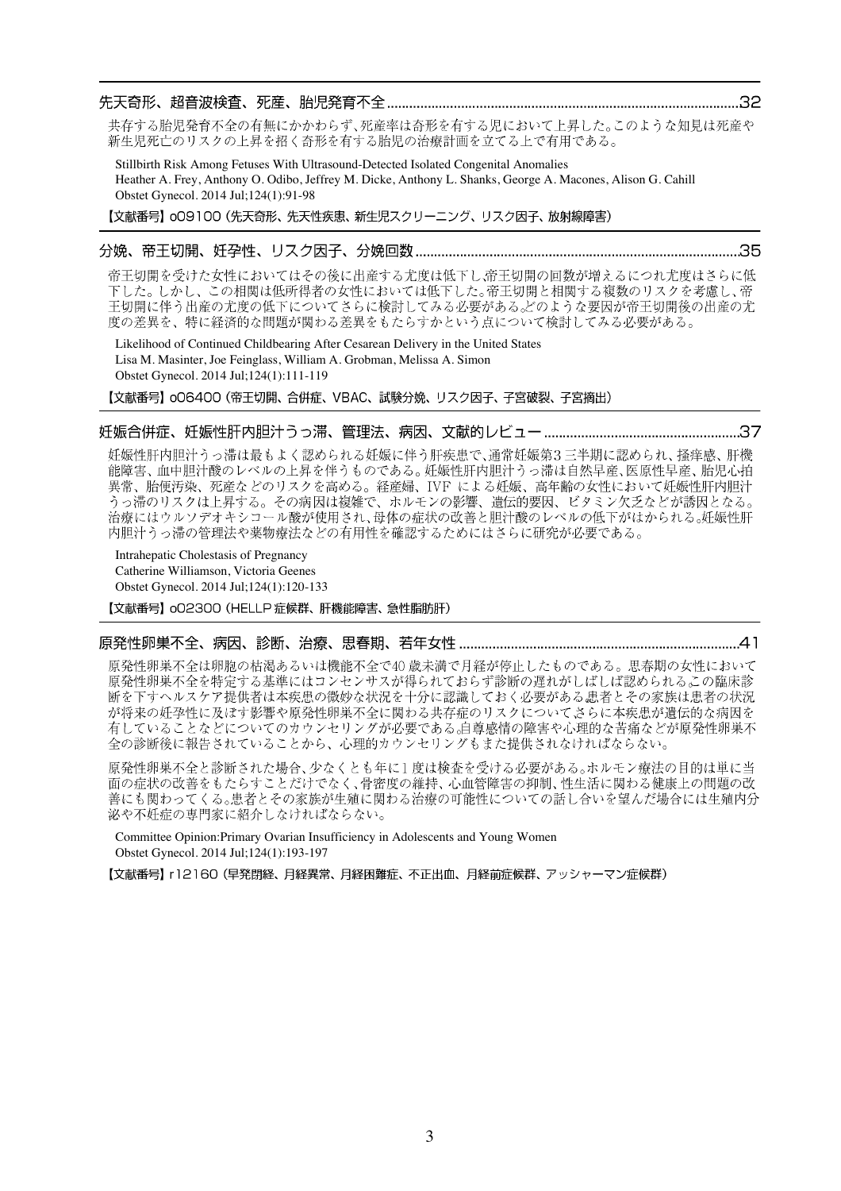## 先天奇形、超音波検査、死産、胎児発育不全 ......32

共存する胎児発育不全の有無にかかわらず、死産率は奇形を有する児において上昇した。このような知見は死産や新生児死亡のリスクの上昇を招く奇形を有する胎児の治療計画を立てる上で有用である。

Stillbirth Risk Among Fetuses With Ultrasound-Detected Isolated Congenital Anomalies
Heather A. Frey, Anthony O. Odibo, Jeffrey M. Dicke, Anthony L. Shanks, George A. Macones, Alison G. Cahill
Obstet Gynecol. 2014 Jul;124(1):91-98

【文献番号】o09100（先天奇形、先天性疾患、新生児スクリーニング、リスク因子、放射線障害）

## 分娩、帝王切開、妊孕性、リスク因子、分娩回数 ......35

帝王切開を受けた女性においてはその後に出産する尤度は低下し、帝王切開の回数が増えるにつれ尤度はさらに低下した。しかし、この相関は低所得者の女性においては低下した。帝王切開と相関する複数のリスクを考慮し、帝王切開に伴う出産の尤度の低下についてさらに検討してみる必要がある。どのような要因が帝王切開後の出産の尤度の差異を、特に経済的な問題が関わる差異をもたらすかという点について検討してみる必要がある。

Likelihood of Continued Childbearing After Cesarean Delivery in the United States
Lisa M. Masinter, Joe Feinglass, William A. Grobman, Melissa A. Simon
Obstet Gynecol. 2014 Jul;124(1):111-119

【文献番号】o06400（帝王切開、合併症、VBAC、試験分娩、リスク因子、子宮破裂、子宮摘出）

## 妊娠合併症、妊娠性肝内胆汁うっ滞、管理法、病因、文献的レビュー ......37

妊娠性肝内胆汁うっ滞は最もよく認められる妊娠に伴う肝疾患で、通常妊娠第3三半期に認められ、掻痒感、肝機能障害、血中胆汁酸のレベルの上昇を伴うものである。妊娠性肝内胆汁うっ滞は自然早産、医原性早産、胎児心拍異常、胎便汚染、死産などのリスクを高める。経産婦、IVF による妊娠、高年齢の女性において妊娠性肝内胆汁うっ滞のリスクは上昇する。その病因は複雑で、ホルモンの影響、遺伝的要因、ビタミン欠乏などが誘因となる。治療にはウルソデオキシコール酸が使用され、母体の症状の改善と胆汁酸のレベルの低下がはかられる。妊娠性肝内胆汁うっ滞の管理法や薬物療法などの有用性を確認するためにはさらに研究が必要である。

Intrahepatic Cholestasis of Pregnancy
Catherine Williamson, Victoria Geenes
Obstet Gynecol. 2014 Jul;124(1):120-133

【文献番号】o02300（HELLP 症候群、肝機能障害、急性脂肪肝）

## 原発性卵巣不全、病因、診断、治療、思春期、若年女性 ......41

原発性卵巣不全は卵胞の枯渇あるいは機能不全で40 歳未満で月経が停止したものである。思春期の女性において原発性卵巣不全を特定する基準にはコンセンサスが得られておらず診断の遅れがしばしば認められる。この臨床診断を下すヘルスケア提供者は本疾患の微妙な状況を十分に認識しておく必要がある。患者とその家族は患者の状況が将来の妊孕性に及ぼす影響や原発性卵巣不全に関わる共存症のリスクについて、さらに本疾患が遺伝的な病因を有していることなどについてのカウンセリングが必要である。自尊感情の障害や心理的な苦痛などが原発性卵巣不全の診断後に報告されていることから、心理的カウンセリングもまた提供されなければならない。

原発性卵巣不全と診断された場合、少なくとも年に1 度は検査を受ける必要がある。ホルモン療法の目的は単に当面の症状の改善をもたらすことだけでなく、骨密度の維持、心血管障害の抑制、性生活に関わる健康上の問題の改善にも関わってくる。患者とその家族が生殖に関わる治療の可能性についての話し合いを望んだ場合には生殖内分泌や不妊症の専門家に紹介しなければならない。

Committee Opinion:Primary Ovarian Insufficiency in Adolescents and Young Women
Obstet Gynecol. 2014 Jul;124(1):193-197

【文献番号】r12160（早発閉経、月経異常、月経困難症、不正出血、月経前症候群、アッシャーマン症候群）